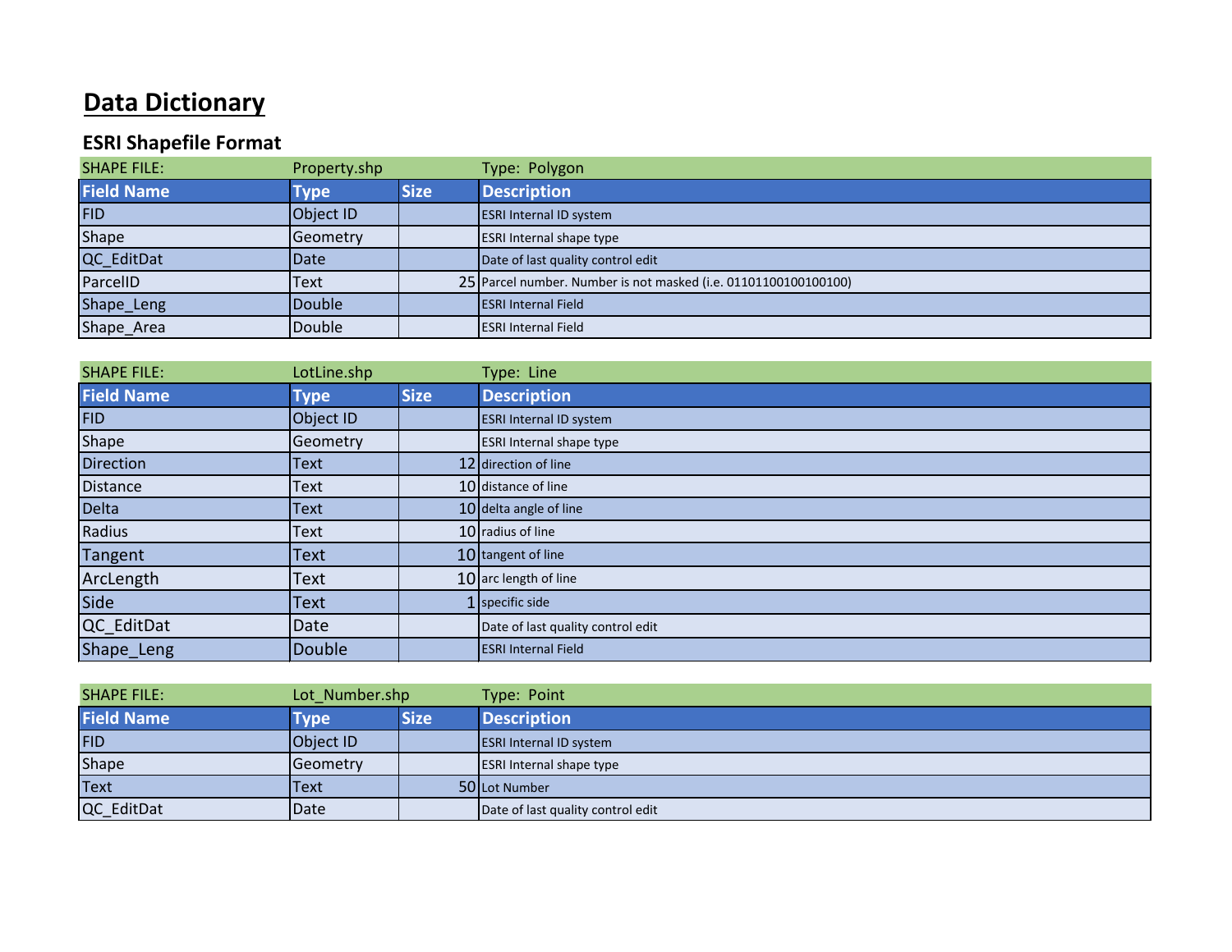# Data Dictionary

## ESRI Shapefile Format

| SHAPE FILE: | Property.shp | | Type: Polygon |
|---|---|---|---|
| **Field Name** | **Type** | **Size** | **Description** |
| FID | Object ID | | ESRI Internal ID system |
| Shape | Geometry | | ESRI Internal shape type |
| QC_EditDat | Date | | Date of last quality control edit |
| ParcelID | Text | 25 | Parcel number. Number is not masked (i.e. 01101100100100100) |
| Shape_Leng | Double | | ESRI Internal Field |
| Shape_Area | Double | | ESRI Internal Field |

| SHAPE FILE: | LotLine.shp | | Type: Line |
|---|---|---|---|
| **Field Name** | **Type** | **Size** | **Description** |
| FID | Object ID | | ESRI Internal ID system |
| Shape | Geometry | | ESRI Internal shape type |
| Direction | Text | 12 | direction of line |
| Distance | Text | 10 | distance of line |
| Delta | Text | 10 | delta angle of line |
| Radius | Text | 10 | radius of line |
| Tangent | Text | 10 | tangent of line |
| ArcLength | Text | 10 | arc length of line |
| Side | Text | 1 | specific side |
| QC_EditDat | Date | | Date of last quality control edit |
| Shape_Leng | Double | | ESRI Internal Field |

| SHAPE FILE: | Lot_Number.shp | | Type: Point |
|---|---|---|---|
| **Field Name** | **Type** | **Size** | **Description** |
| FID | Object ID | | ESRI Internal ID system |
| Shape | Geometry | | ESRI Internal shape type |
| Text | Text | 50 | Lot Number |
| QC_EditDat | Date | | Date of last quality control edit |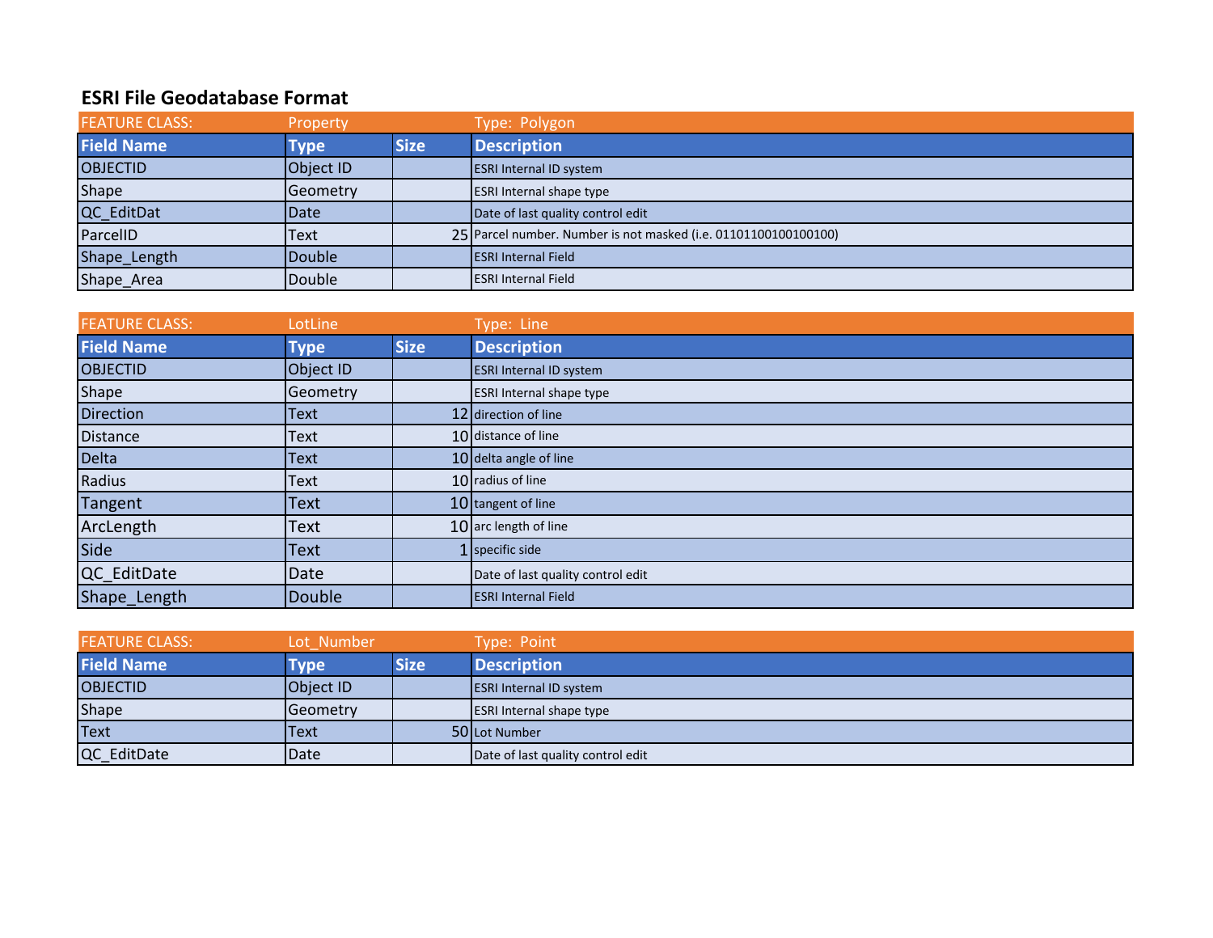## ESRI File Geodatabase Format

| FEATURE CLASS: | Property | Type: Polygon | |
|---|---|---|---|
| **Field Name** | **Type** | **Size** | **Description** |
| OBJECTID | Object ID | | ESRI Internal ID system |
| Shape | Geometry | | ESRI Internal shape type |
| QC_EditDat | Date | | Date of last quality control edit |
| ParcelID | Text | 25 | Parcel number. Number is not masked (i.e. 01101100100100100) |
| Shape_Length | Double | | ESRI Internal Field |
| Shape_Area | Double | | ESRI Internal Field |

| FEATURE CLASS: | LotLine | Type: Line | |
|---|---|---|---|
| **Field Name** | **Type** | **Size** | **Description** |
| OBJECTID | Object ID | | ESRI Internal ID system |
| Shape | Geometry | | ESRI Internal shape type |
| Direction | Text | 12 | direction of line |
| Distance | Text | 10 | distance of line |
| Delta | Text | 10 | delta angle of line |
| Radius | Text | 10 | radius of line |
| Tangent | Text | 10 | tangent of line |
| ArcLength | Text | 10 | arc length of line |
| Side | Text | 1 | specific side |
| QC_EditDate | Date | | Date of last quality control edit |
| Shape_Length | Double | | ESRI Internal Field |

| FEATURE CLASS: | Lot_Number | Type: Point | |
|---|---|---|---|
| **Field Name** | **Type** | **Size** | **Description** |
| OBJECTID | Object ID | | ESRI Internal ID system |
| Shape | Geometry | | ESRI Internal shape type |
| Text | Text | 50 | Lot Number |
| QC_EditDate | Date | | Date of last quality control edit |